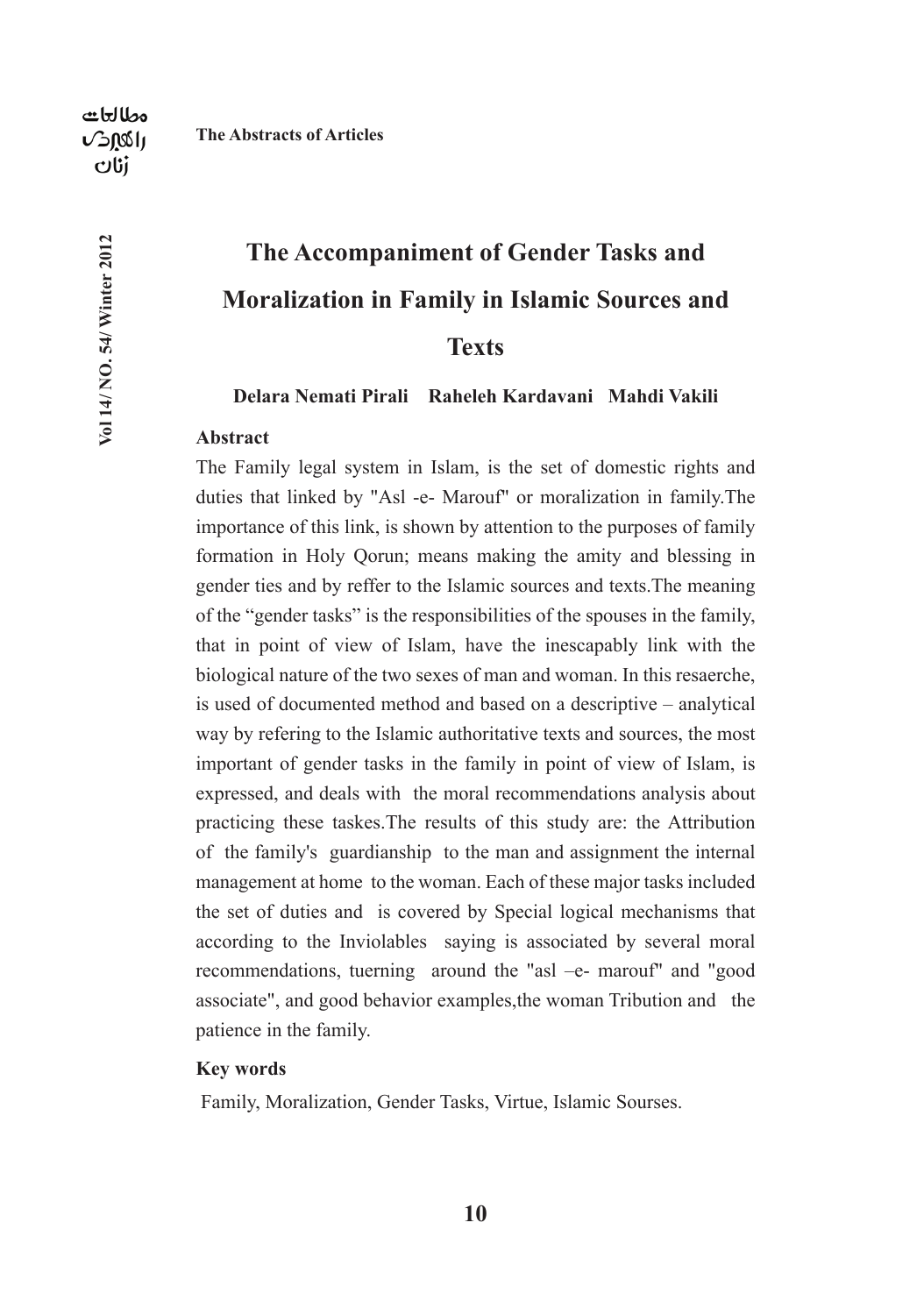# The Accompaniment of Gender Tasks and Moralization in Family in Islamic Sources and Texts

**Delara Nemati Pirali    Raheleh Kardavani   Mahdi Vakili**

## Abstract

The Family legal system in Islam, is the set of domestic rights and duties that linked by "Asl -e- Marouf" or moralization in family.The importance of this link, is shown by attention to the purposes of family formation in Holy Qorun; means making the amity and blessing in gender ties and by reffer to the Islamic sources and texts.The meaning of the "gender tasks" is the responsibilities of the spouses in the family, that in point of view of Islam, have the inescapably link with the biological nature of the two sexes of man and woman. In this resaerche, is used of documented method and based on a descriptive – analytical way by refering to the Islamic authoritative texts and sources, the most important of gender tasks in the family in point of view of Islam, is expressed, and deals with  the moral recommendations analysis about practicing these taskes.The results of this study are: the Attribution of  the family's  guardianship  to the man and assignment the internal management at home  to the woman. Each of these major tasks included the set of duties and  is covered by Special logical mechanisms that according to the Inviolables  saying is associated by several moral recommendations, tuerning  around the "asl –e- marouf" and "good associate", and good behavior examples,the woman Tribution and  the patience in the family.

## Key words

Family, Moralization, Gender Tasks, Virtue, Islamic Sourses.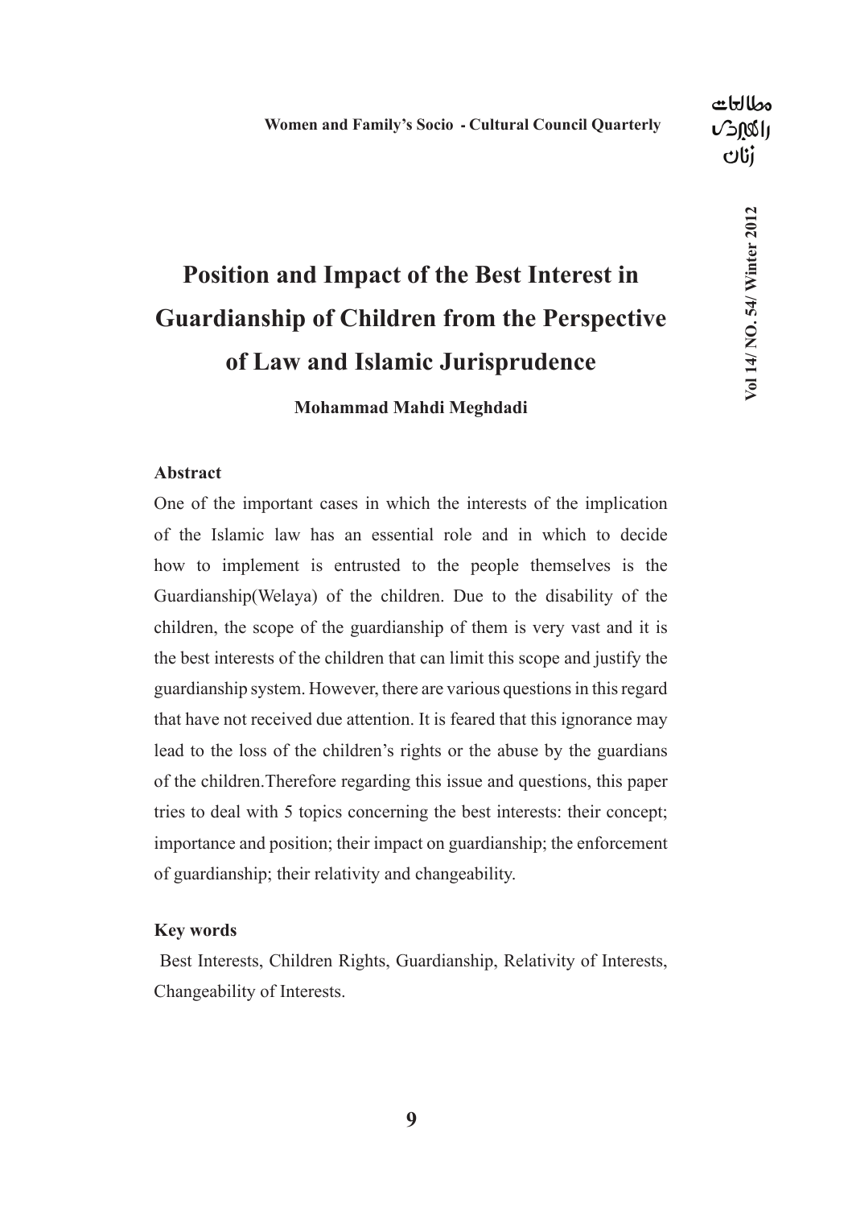# Position and Impact of the Best Interest in Guardianship of Children from the Perspective of Law and Islamic Jurisprudence

**Mohammad Mahdi Meghdadi**

### Abstract

One of the important cases in which the interests of the implication of the Islamic law has an essential role and in which to decide how to implement is entrusted to the people themselves is the Guardianship(Welaya) of the children. Due to the disability of the children, the scope of the guardianship of them is very vast and it is the best interests of the children that can limit this scope and justify the guardianship system. However, there are various questions in this regard that have not received due attention. It is feared that this ignorance may lead to the loss of the children's rights or the abuse by the guardians of the children.Therefore regarding this issue and questions, this paper tries to deal with 5 topics concerning the best interests: their concept; importance and position; their impact on guardianship; the enforcement of guardianship; their relativity and changeability.

### Key words

Best Interests, Children Rights, Guardianship, Relativity of Interests, Changeability of Interests.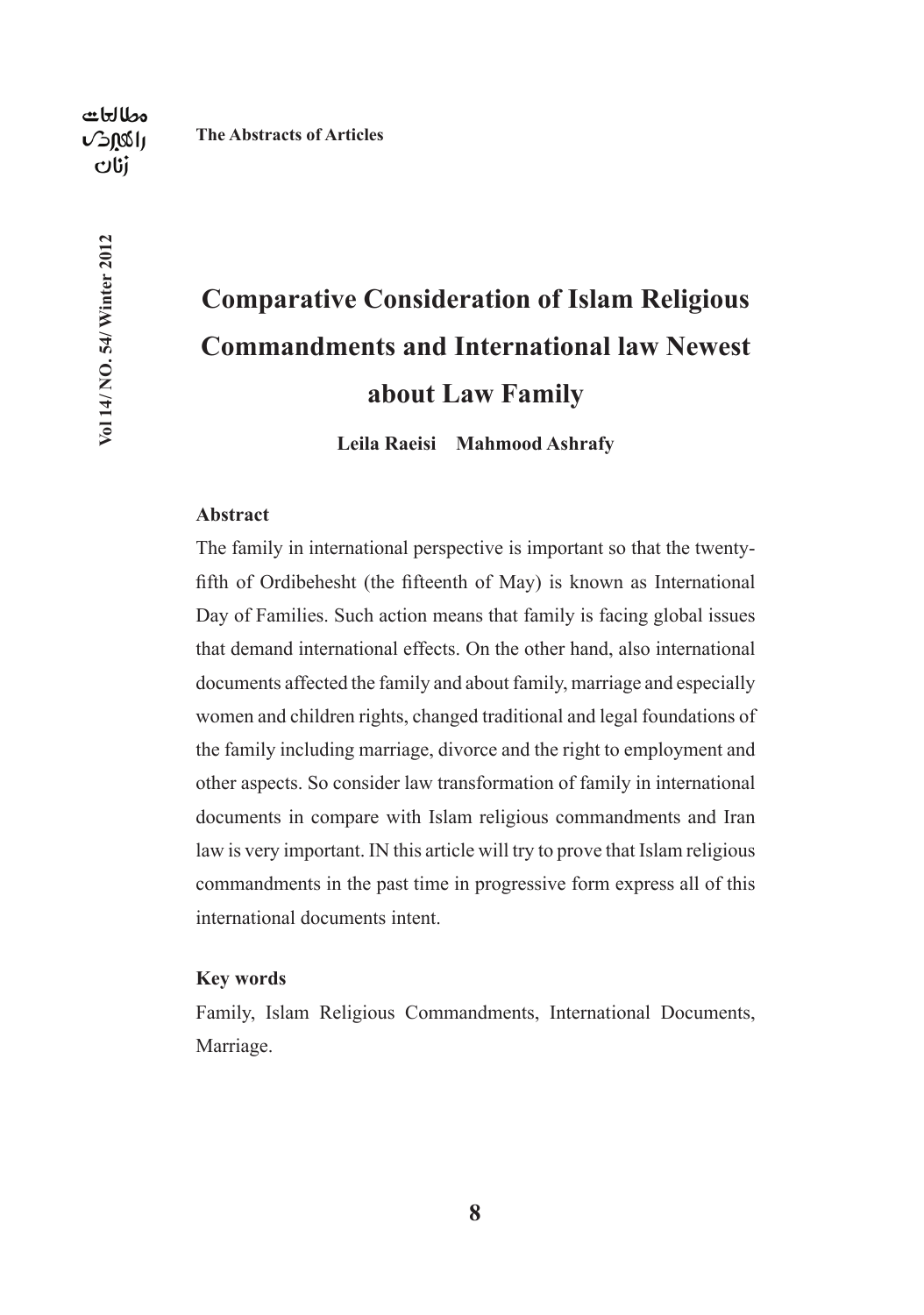# Comparative Consideration of Islam Religious Commandments and International law Newest about Law Family

**Leila Raeisi Mahmood Ashrafy**

### Abstract

The family in international perspective is important so that the twenty-fifth of Ordibehesht (the fifteenth of May) is known as International Day of Families. Such action means that family is facing global issues that demand international effects. On the other hand, also international documents affected the family and about family, marriage and especially women and children rights, changed traditional and legal foundations of the family including marriage, divorce and the right to employment and other aspects. So consider law transformation of family in international documents in compare with Islam religious commandments and Iran law is very important. IN this article will try to prove that Islam religious commandments in the past time in progressive form express all of this international documents intent.

### Key words

Family, Islam Religious Commandments, International Documents, Marriage.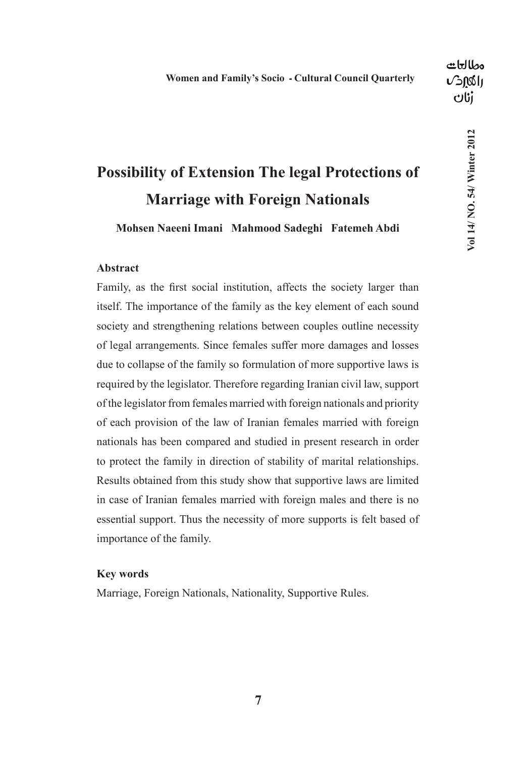# Possibility of Extension The legal Protections of Marriage with Foreign Nationals

**Mohsen Naeeni Imani   Mahmood Sadeghi   Fatemeh Abdi**

### Abstract

Family, as the first social institution, affects the society larger than itself. The importance of the family as the key element of each sound society and strengthening relations between couples outline necessity of legal arrangements. Since females suffer more damages and losses due to collapse of the family so formulation of more supportive laws is required by the legislator. Therefore regarding Iranian civil law, support of the legislator from females married with foreign nationals and priority of each provision of the law of Iranian females married with foreign nationals has been compared and studied in present research in order to protect the family in direction of stability of marital relationships. Results obtained from this study show that supportive laws are limited in case of Iranian females married with foreign males and there is no essential support. Thus the necessity of more supports is felt based of importance of the family.

### Key words

Marriage, Foreign Nationals, Nationality, Supportive Rules.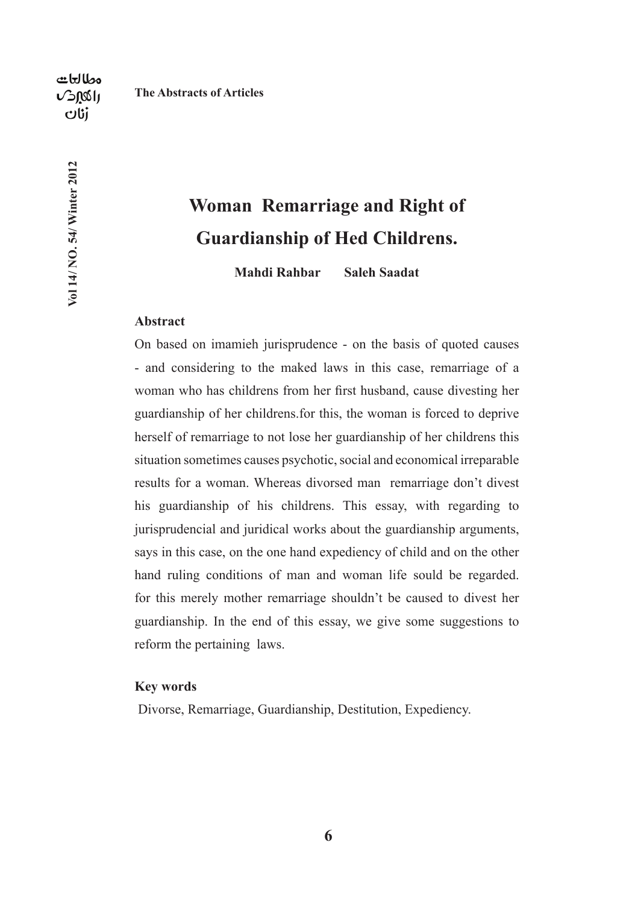# Woman Remarriage and Right of Guardianship of Hed Childrens.

**Mahdi Rahbar Saleh Saadat**

### Abstract

On based on imamieh jurisprudence - on the basis of quoted causes - and considering to the maked laws in this case, remarriage of a woman who has childrens from her first husband, cause divesting her guardianship of her childrens.for this, the woman is forced to deprive herself of remarriage to not lose her guardianship of her childrens this situation sometimes causes psychotic, social and economical irreparable results for a woman. Whereas divorsed man remarriage don't divest his guardianship of his childrens. This essay, with regarding to jurisprudencial and juridical works about the guardianship arguments, says in this case, on the one hand expediency of child and on the other hand ruling conditions of man and woman life sould be regarded. for this merely mother remarriage shouldn't be caused to divest her guardianship. In the end of this essay, we give some suggestions to reform the pertaining laws.

### Key words

Divorse, Remarriage, Guardianship, Destitution, Expediency.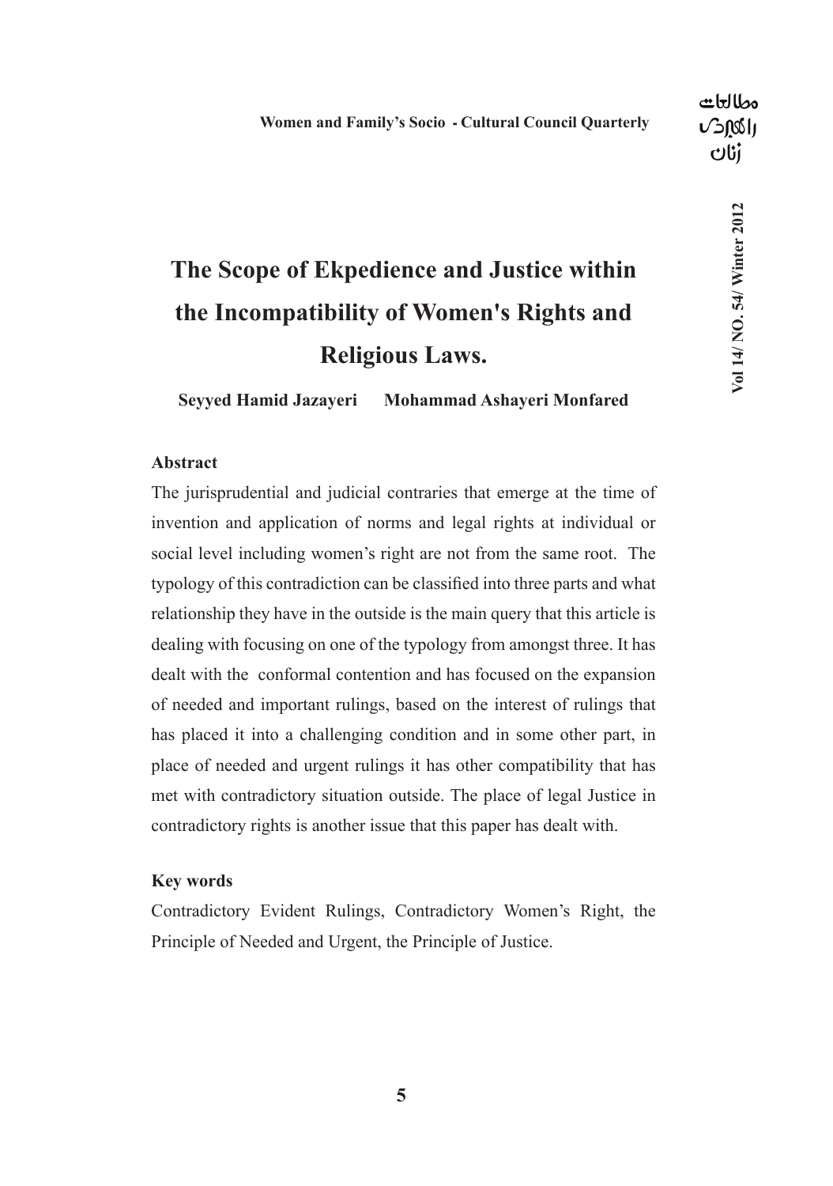# The Scope of Ekpedience and Justice within the Incompatibility of Women's Rights and Religious Laws.

**Seyyed Hamid Jazayeri      Mohammad Ashayeri Monfared**

### Abstract

The jurisprudential and judicial contraries that emerge at the time of invention and application of norms and legal rights at individual or social level including women's right are not from the same root. The typology of this contradiction can be classified into three parts and what relationship they have in the outside is the main query that this article is dealing with focusing on one of the typology from amongst three. It has dealt with the conformal contention and has focused on the expansion of needed and important rulings, based on the interest of rulings that has placed it into a challenging condition and in some other part, in place of needed and urgent rulings it has other compatibility that has met with contradictory situation outside. The place of legal Justice in contradictory rights is another issue that this paper has dealt with.

### Key words

Contradictory Evident Rulings, Contradictory Women's Right, the Principle of Needed and Urgent, the Principle of Justice.